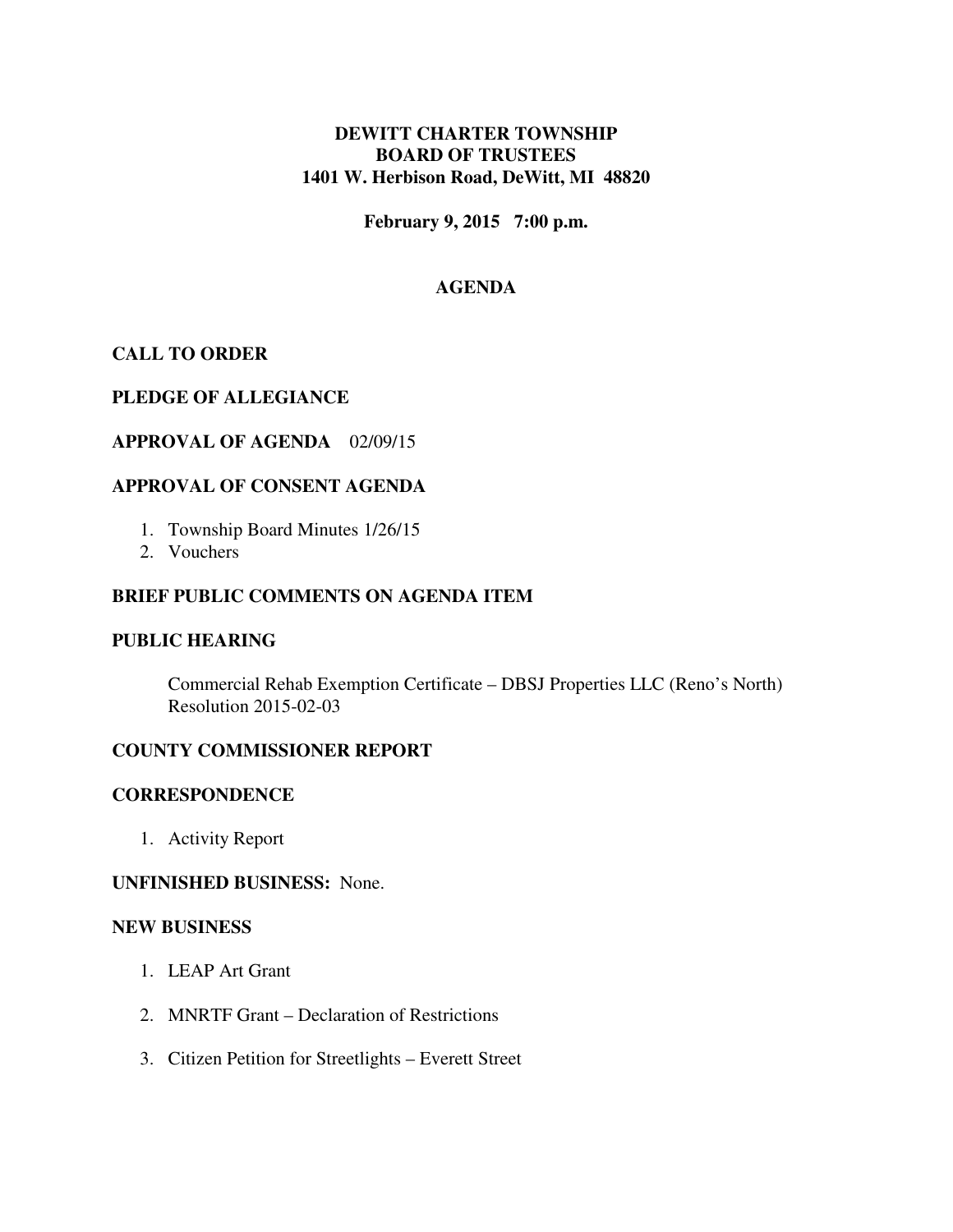**DEWITT CHARTER TOWNSHIP**
**BOARD OF TRUSTEES**
**1401 W. Herbison Road, DeWitt, MI 48820**

**February 9, 2015 7:00 p.m.**

## AGENDA

### CALL TO ORDER

### PLEDGE OF ALLEGIANCE

### APPROVAL OF AGENDA 02/09/15

### APPROVAL OF CONSENT AGENDA

1. Township Board Minutes 1/26/15
2. Vouchers

### BRIEF PUBLIC COMMENTS ON AGENDA ITEM

### PUBLIC HEARING

Commercial Rehab Exemption Certificate – DBSJ Properties LLC (Reno's North)
Resolution 2015-02-03

### COUNTY COMMISSIONER REPORT

### CORRESPONDENCE

1. Activity Report

**UNFINISHED BUSINESS:** None.

### NEW BUSINESS

1. LEAP Art Grant

2. MNRTF Grant – Declaration of Restrictions

3. Citizen Petition for Streetlights – Everett Street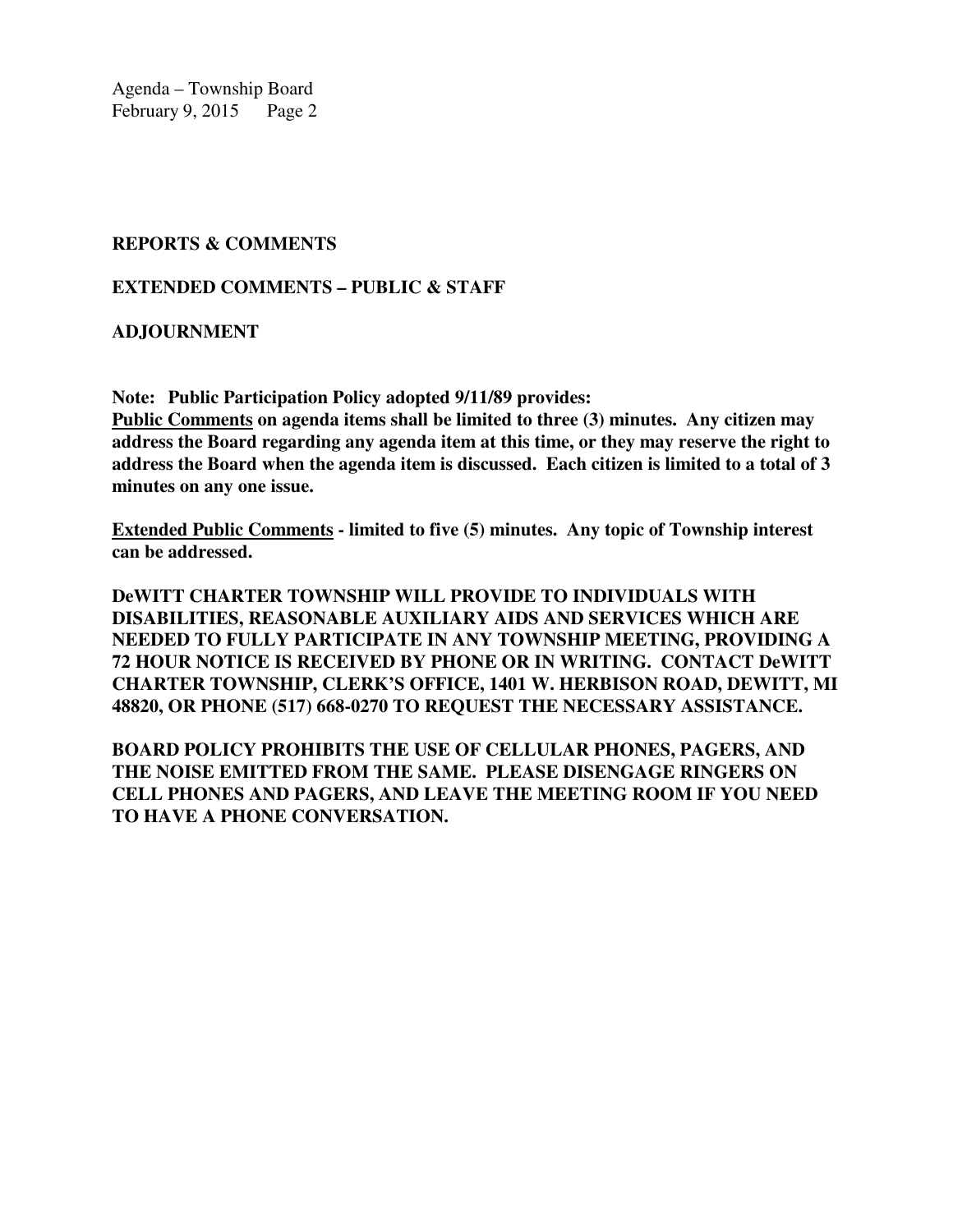**REPORTS & COMMENTS**

**EXTENDED COMMENTS – PUBLIC & STAFF**

**ADJOURNMENT**

**Note: Public Participation Policy adopted 9/11/89 provides:**
**Public Comments on agenda items shall be limited to three (3) minutes. Any citizen may address the Board regarding any agenda item at this time, or they may reserve the right to address the Board when the agenda item is discussed. Each citizen is limited to a total of 3 minutes on any one issue.**

**Extended Public Comments - limited to five (5) minutes. Any topic of Township interest can be addressed.**

**DeWITT CHARTER TOWNSHIP WILL PROVIDE TO INDIVIDUALS WITH DISABILITIES, REASONABLE AUXILIARY AIDS AND SERVICES WHICH ARE NEEDED TO FULLY PARTICIPATE IN ANY TOWNSHIP MEETING, PROVIDING A 72 HOUR NOTICE IS RECEIVED BY PHONE OR IN WRITING. CONTACT DeWITT CHARTER TOWNSHIP, CLERK'S OFFICE, 1401 W. HERBISON ROAD, DEWITT, MI 48820, OR PHONE (517) 668-0270 TO REQUEST THE NECESSARY ASSISTANCE.**

**BOARD POLICY PROHIBITS THE USE OF CELLULAR PHONES, PAGERS, AND THE NOISE EMITTED FROM THE SAME. PLEASE DISENGAGE RINGERS ON CELL PHONES AND PAGERS, AND LEAVE THE MEETING ROOM IF YOU NEED TO HAVE A PHONE CONVERSATION.**